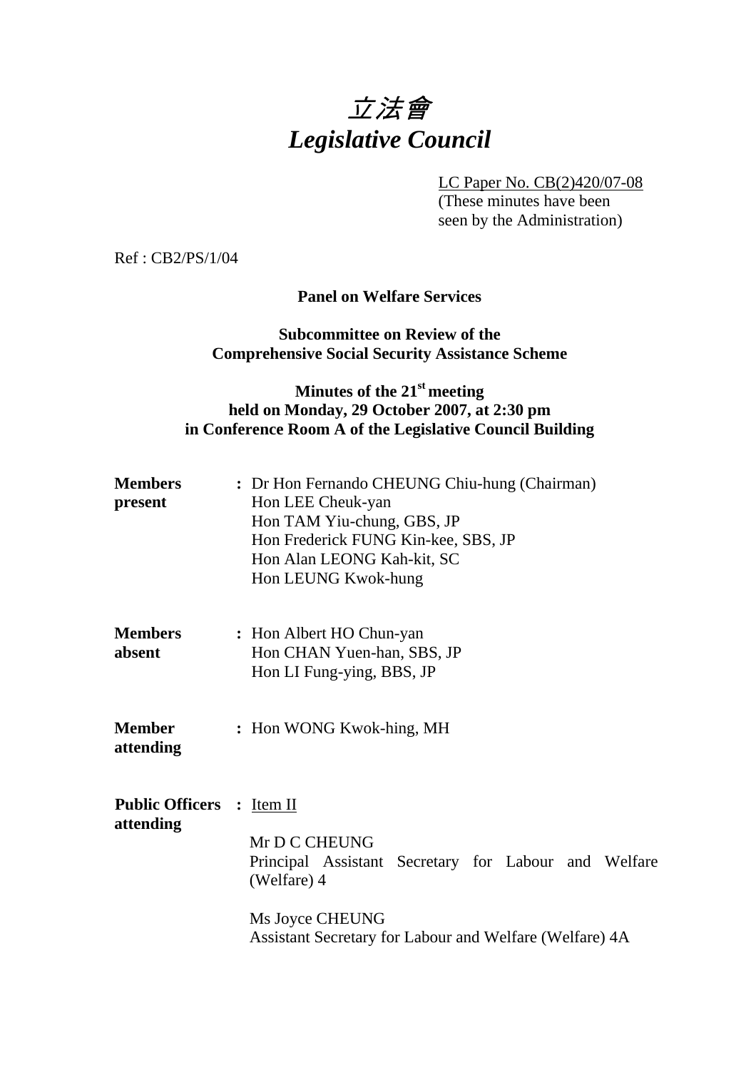# *立法會*
# *Legislative Council*

LC Paper No. CB(2)420/07-08
(These minutes have been seen by the Administration)

Ref : CB2/PS/1/04

**Panel on Welfare Services**

**Subcommittee on Review of the Comprehensive Social Security Assistance Scheme**

**Minutes of the 21st meeting held on Monday, 29 October 2007, at 2:30 pm in Conference Room A of the Legislative Council Building**

**Members present** : Dr Hon Fernando CHEUNG Chiu-hung (Chairman)
Hon LEE Cheuk-yan
Hon TAM Yiu-chung, GBS, JP
Hon Frederick FUNG Kin-kee, SBS, JP
Hon Alan LEONG Kah-kit, SC
Hon LEUNG Kwok-hung

**Members absent** : Hon Albert HO Chun-yan
Hon CHAN Yuen-han, SBS, JP
Hon LI Fung-ying, BBS, JP

**Member attending** : Hon WONG Kwok-hing, MH

**Public Officers attending** : Item II

Mr D C CHEUNG
Principal Assistant Secretary for Labour and Welfare (Welfare) 4

Ms Joyce CHEUNG
Assistant Secretary for Labour and Welfare (Welfare) 4A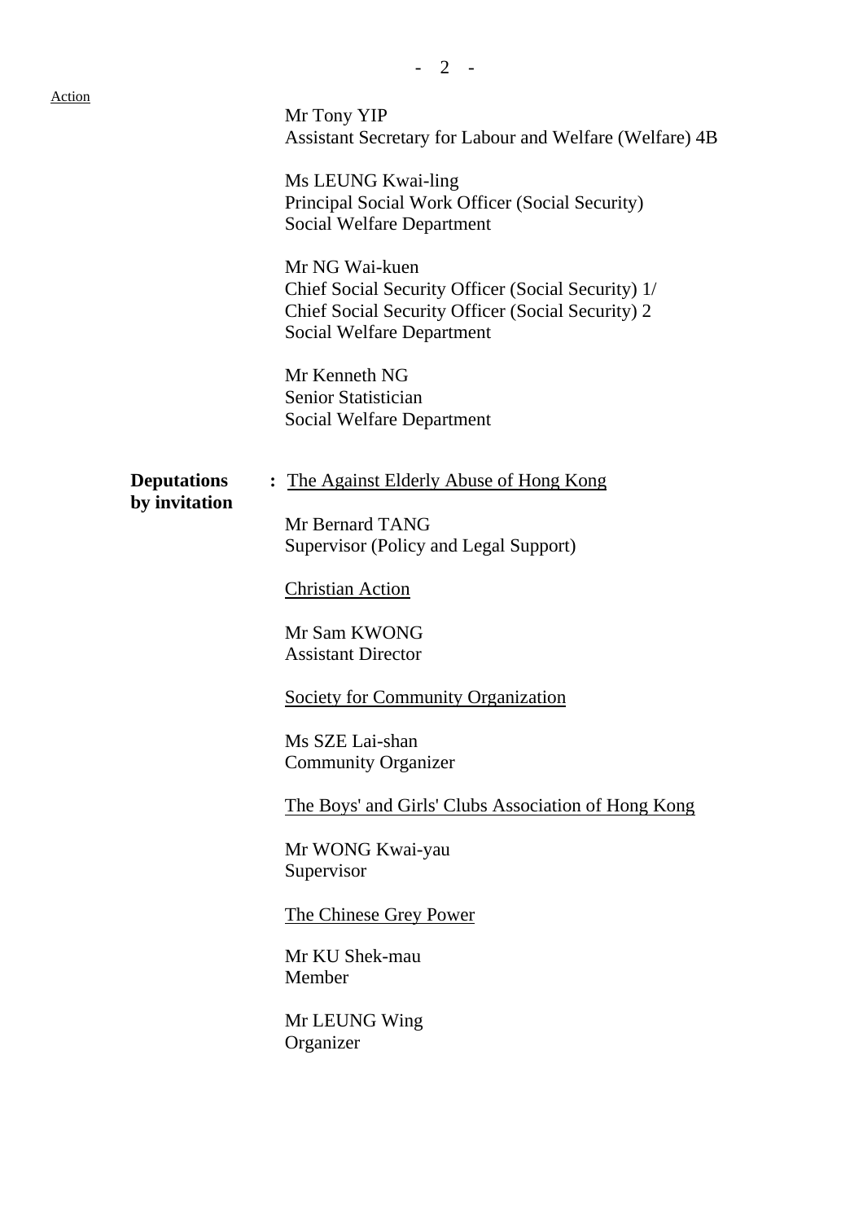Action

Mr Tony YIP
Assistant Secretary for Labour and Welfare (Welfare) 4B

Ms LEUNG Kwai-ling
Principal Social Work Officer (Social Security)
Social Welfare Department

Mr NG Wai-kuen
Chief Social Security Officer (Social Security) 1/
Chief Social Security Officer (Social Security) 2
Social Welfare Department

Mr Kenneth NG
Senior Statistician
Social Welfare Department

**Deputations by invitation** : The Against Elderly Abuse of Hong Kong

Mr Bernard TANG
Supervisor (Policy and Legal Support)

Christian Action

Mr Sam KWONG
Assistant Director

Society for Community Organization

Ms SZE Lai-shan
Community Organizer

The Boys' and Girls' Clubs Association of Hong Kong

Mr WONG Kwai-yau
Supervisor

The Chinese Grey Power

Mr KU Shek-mau
Member

Mr LEUNG Wing
Organizer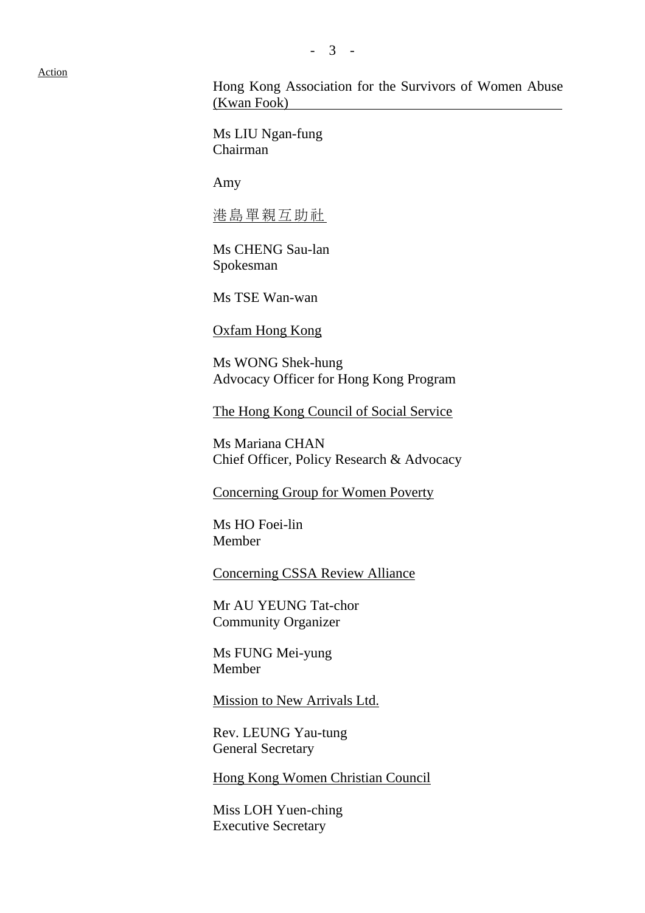Action

Hong Kong Association for the Survivors of Women Abuse (Kwan Fook)

Ms LIU Ngan-fung
Chairman

Amy

港島單親互助社

Ms CHENG Sau-lan
Spokesman

Ms TSE Wan-wan

Oxfam Hong Kong

Ms WONG Shek-hung
Advocacy Officer for Hong Kong Program

The Hong Kong Council of Social Service

Ms Mariana CHAN
Chief Officer, Policy Research & Advocacy

Concerning Group for Women Poverty

Ms HO Foei-lin
Member

Concerning CSSA Review Alliance

Mr AU YEUNG Tat-chor
Community Organizer

Ms FUNG Mei-yung
Member

Mission to New Arrivals Ltd.

Rev. LEUNG Yau-tung
General Secretary

Hong Kong Women Christian Council

Miss LOH Yuen-ching
Executive Secretary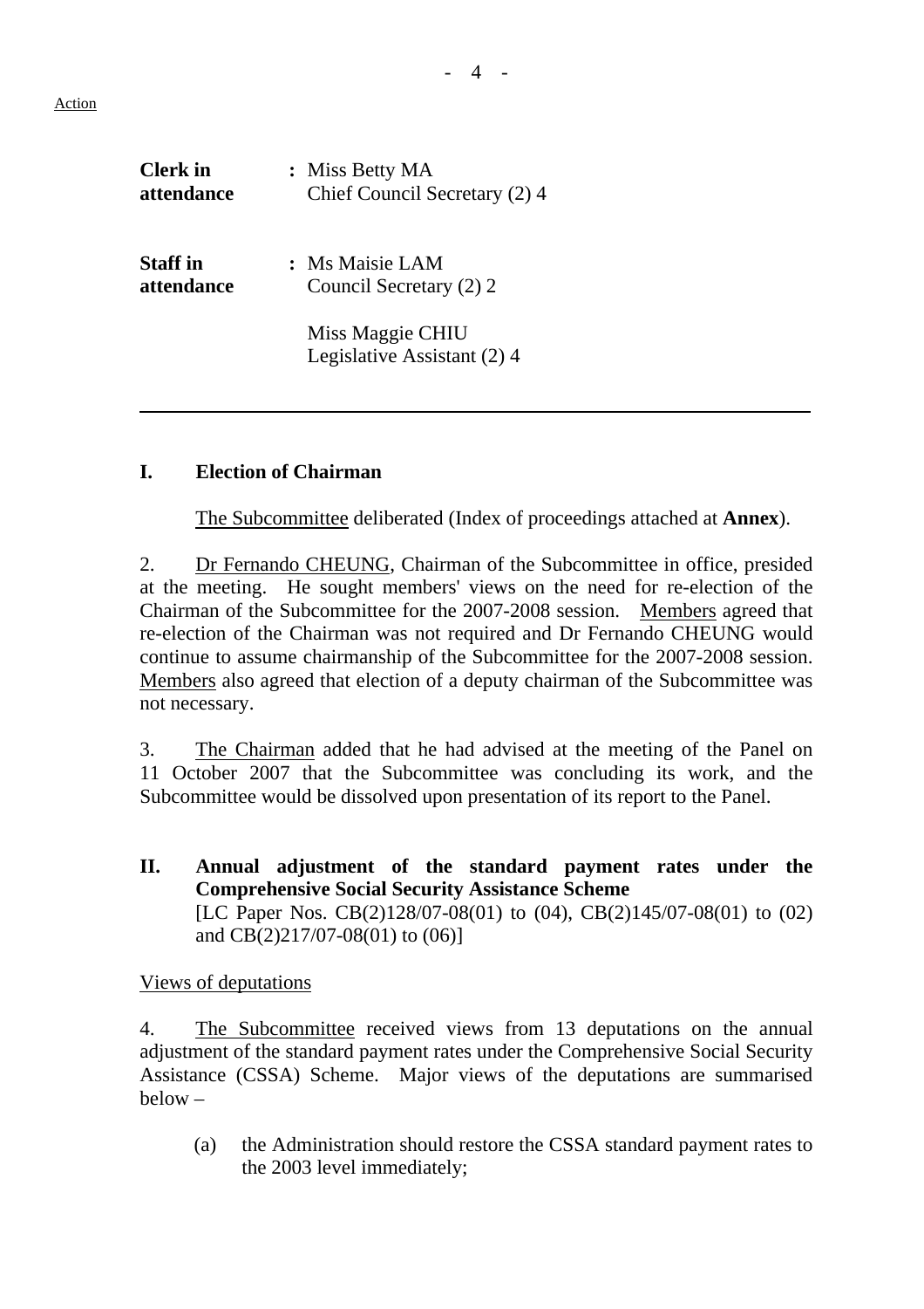Action

| | | |
|---|---|---|
| **Clerk in attendance** | **:** | Miss Betty MA<br>Chief Council Secretary (2) 4 |
| **Staff in attendance** | **:** | Ms Maisie LAM<br>Council Secretary (2) 2<br><br>Miss Maggie CHIU<br>Legislative Assistant (2) 4 |

---

## I. Election of Chairman

The Subcommittee deliberated (Index of proceedings attached at **Annex**).

2. Dr Fernando CHEUNG, Chairman of the Subcommittee in office, presided at the meeting. He sought members' views on the need for re-election of the Chairman of the Subcommittee for the 2007-2008 session. Members agreed that re-election of the Chairman was not required and Dr Fernando CHEUNG would continue to assume chairmanship of the Subcommittee for the 2007-2008 session. Members also agreed that election of a deputy chairman of the Subcommittee was not necessary.

3. The Chairman added that he had advised at the meeting of the Panel on 11 October 2007 that the Subcommittee was concluding its work, and the Subcommittee would be dissolved upon presentation of its report to the Panel.

## II. Annual adjustment of the standard payment rates under the Comprehensive Social Security Assistance Scheme

[LC Paper Nos. CB(2)128/07-08(01) to (04), CB(2)145/07-08(01) to (02) and CB(2)217/07-08(01) to (06)]

Views of deputations

4. The Subcommittee received views from 13 deputations on the annual adjustment of the standard payment rates under the Comprehensive Social Security Assistance (CSSA) Scheme. Major views of the deputations are summarised below –

(a) the Administration should restore the CSSA standard payment rates to the 2003 level immediately;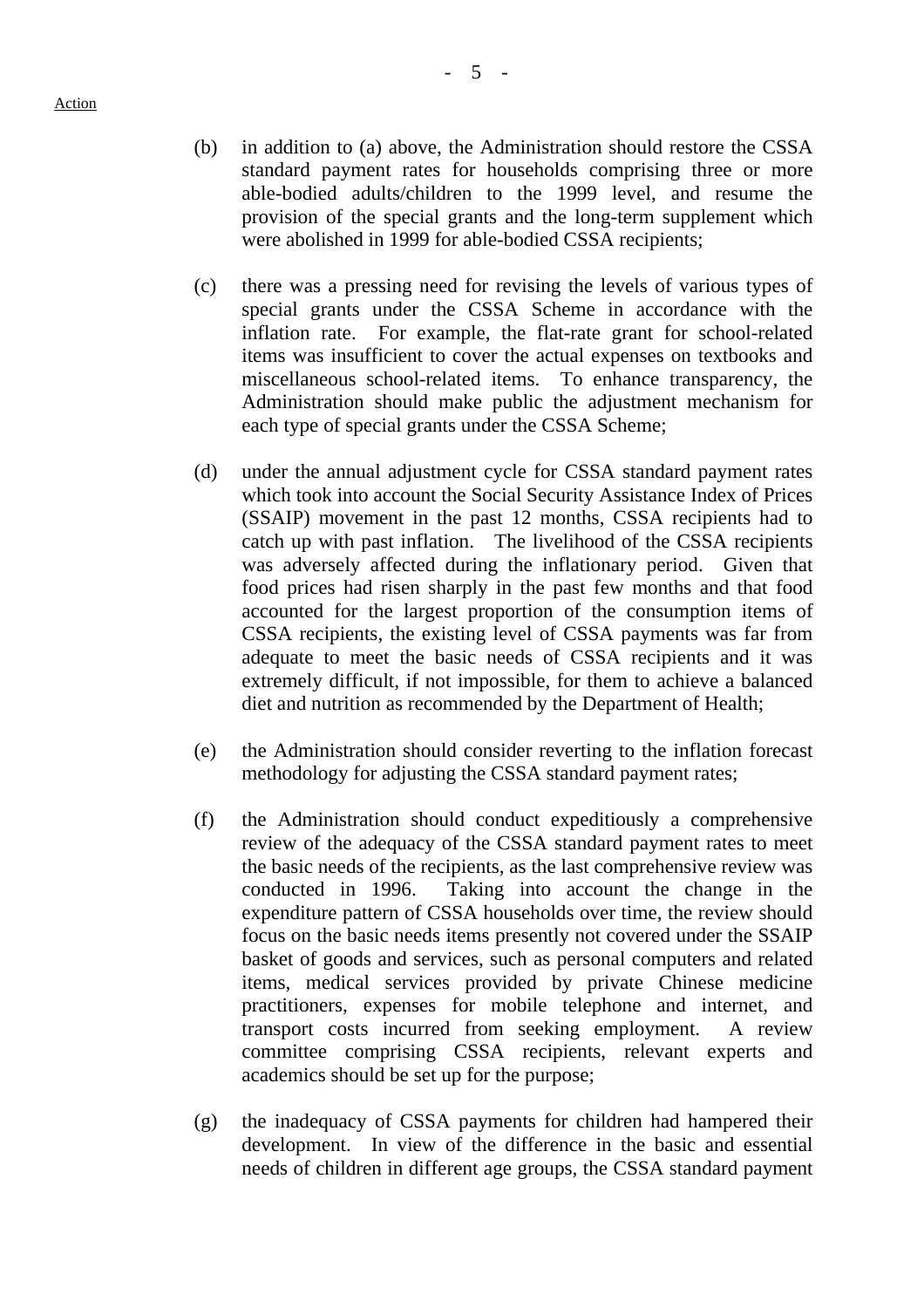Action

(b) in addition to (a) above, the Administration should restore the CSSA standard payment rates for households comprising three or more able-bodied adults/children to the 1999 level, and resume the provision of the special grants and the long-term supplement which were abolished in 1999 for able-bodied CSSA recipients;

(c) there was a pressing need for revising the levels of various types of special grants under the CSSA Scheme in accordance with the inflation rate. For example, the flat-rate grant for school-related items was insufficient to cover the actual expenses on textbooks and miscellaneous school-related items. To enhance transparency, the Administration should make public the adjustment mechanism for each type of special grants under the CSSA Scheme;

(d) under the annual adjustment cycle for CSSA standard payment rates which took into account the Social Security Assistance Index of Prices (SSAIP) movement in the past 12 months, CSSA recipients had to catch up with past inflation. The livelihood of the CSSA recipients was adversely affected during the inflationary period. Given that food prices had risen sharply in the past few months and that food accounted for the largest proportion of the consumption items of CSSA recipients, the existing level of CSSA payments was far from adequate to meet the basic needs of CSSA recipients and it was extremely difficult, if not impossible, for them to achieve a balanced diet and nutrition as recommended by the Department of Health;

(e) the Administration should consider reverting to the inflation forecast methodology for adjusting the CSSA standard payment rates;

(f) the Administration should conduct expeditiously a comprehensive review of the adequacy of the CSSA standard payment rates to meet the basic needs of the recipients, as the last comprehensive review was conducted in 1996. Taking into account the change in the expenditure pattern of CSSA households over time, the review should focus on the basic needs items presently not covered under the SSAIP basket of goods and services, such as personal computers and related items, medical services provided by private Chinese medicine practitioners, expenses for mobile telephone and internet, and transport costs incurred from seeking employment. A review committee comprising CSSA recipients, relevant experts and academics should be set up for the purpose;

(g) the inadequacy of CSSA payments for children had hampered their development. In view of the difference in the basic and essential needs of children in different age groups, the CSSA standard payment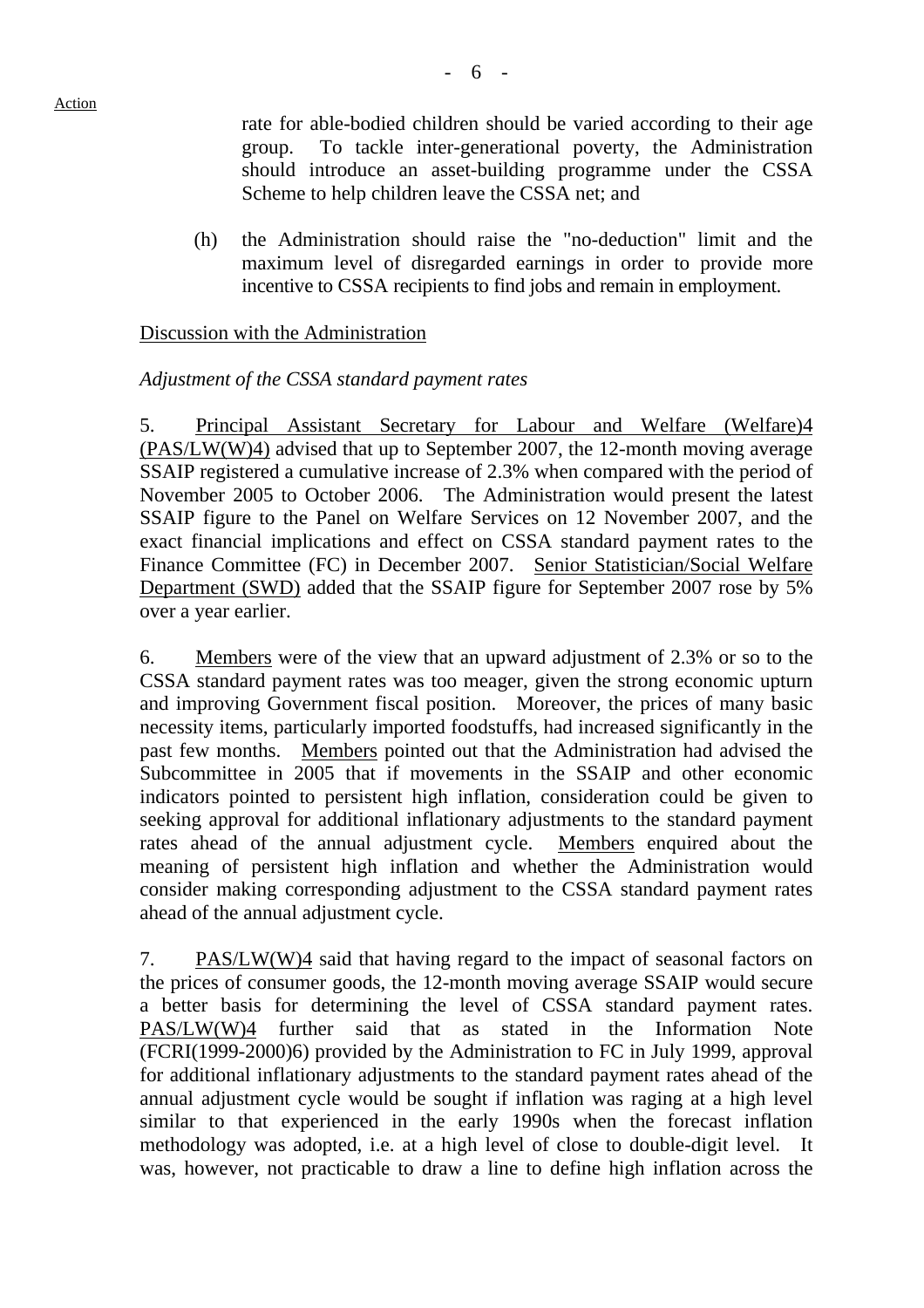rate for able-bodied children should be varied according to their age group. To tackle inter-generational poverty, the Administration should introduce an asset-building programme under the CSSA Scheme to help children leave the CSSA net; and

(h) the Administration should raise the "no-deduction" limit and the maximum level of disregarded earnings in order to provide more incentive to CSSA recipients to find jobs and remain in employment.

Discussion with the Administration

*Adjustment of the CSSA standard payment rates*

5. Principal Assistant Secretary for Labour and Welfare (Welfare)4 (PAS/LW(W)4) advised that up to September 2007, the 12-month moving average SSAIP registered a cumulative increase of 2.3% when compared with the period of November 2005 to October 2006. The Administration would present the latest SSAIP figure to the Panel on Welfare Services on 12 November 2007, and the exact financial implications and effect on CSSA standard payment rates to the Finance Committee (FC) in December 2007. Senior Statistician/Social Welfare Department (SWD) added that the SSAIP figure for September 2007 rose by 5% over a year earlier.

6. Members were of the view that an upward adjustment of 2.3% or so to the CSSA standard payment rates was too meager, given the strong economic upturn and improving Government fiscal position. Moreover, the prices of many basic necessity items, particularly imported foodstuffs, had increased significantly in the past few months. Members pointed out that the Administration had advised the Subcommittee in 2005 that if movements in the SSAIP and other economic indicators pointed to persistent high inflation, consideration could be given to seeking approval for additional inflationary adjustments to the standard payment rates ahead of the annual adjustment cycle. Members enquired about the meaning of persistent high inflation and whether the Administration would consider making corresponding adjustment to the CSSA standard payment rates ahead of the annual adjustment cycle.

7. PAS/LW(W)4 said that having regard to the impact of seasonal factors on the prices of consumer goods, the 12-month moving average SSAIP would secure a better basis for determining the level of CSSA standard payment rates. PAS/LW(W)4 further said that as stated in the Information Note (FCRI(1999-2000)6) provided by the Administration to FC in July 1999, approval for additional inflationary adjustments to the standard payment rates ahead of the annual adjustment cycle would be sought if inflation was raging at a high level similar to that experienced in the early 1990s when the forecast inflation methodology was adopted, i.e. at a high level of close to double-digit level. It was, however, not practicable to draw a line to define high inflation across the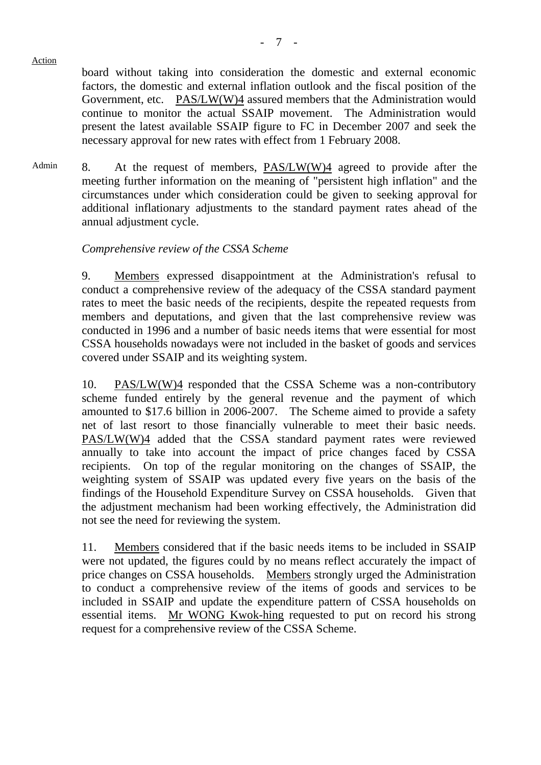Action

board without taking into consideration the domestic and external economic factors, the domestic and external inflation outlook and the fiscal position of the Government, etc. PAS/LW(W)4 assured members that the Administration would continue to monitor the actual SSAIP movement. The Administration would present the latest available SSAIP figure to FC in December 2007 and seek the necessary approval for new rates with effect from 1 February 2008.

Admin

8. At the request of members, PAS/LW(W)4 agreed to provide after the meeting further information on the meaning of "persistent high inflation" and the circumstances under which consideration could be given to seeking approval for additional inflationary adjustments to the standard payment rates ahead of the annual adjustment cycle.

*Comprehensive review of the CSSA Scheme*

9. Members expressed disappointment at the Administration's refusal to conduct a comprehensive review of the adequacy of the CSSA standard payment rates to meet the basic needs of the recipients, despite the repeated requests from members and deputations, and given that the last comprehensive review was conducted in 1996 and a number of basic needs items that were essential for most CSSA households nowadays were not included in the basket of goods and services covered under SSAIP and its weighting system.

10. PAS/LW(W)4 responded that the CSSA Scheme was a non-contributory scheme funded entirely by the general revenue and the payment of which amounted to $17.6 billion in 2006-2007. The Scheme aimed to provide a safety net of last resort to those financially vulnerable to meet their basic needs. PAS/LW(W)4 added that the CSSA standard payment rates were reviewed annually to take into account the impact of price changes faced by CSSA recipients. On top of the regular monitoring on the changes of SSAIP, the weighting system of SSAIP was updated every five years on the basis of the findings of the Household Expenditure Survey on CSSA households. Given that the adjustment mechanism had been working effectively, the Administration did not see the need for reviewing the system.

11. Members considered that if the basic needs items to be included in SSAIP were not updated, the figures could by no means reflect accurately the impact of price changes on CSSA households. Members strongly urged the Administration to conduct a comprehensive review of the items of goods and services to be included in SSAIP and update the expenditure pattern of CSSA households on essential items. Mr WONG Kwok-hing requested to put on record his strong request for a comprehensive review of the CSSA Scheme.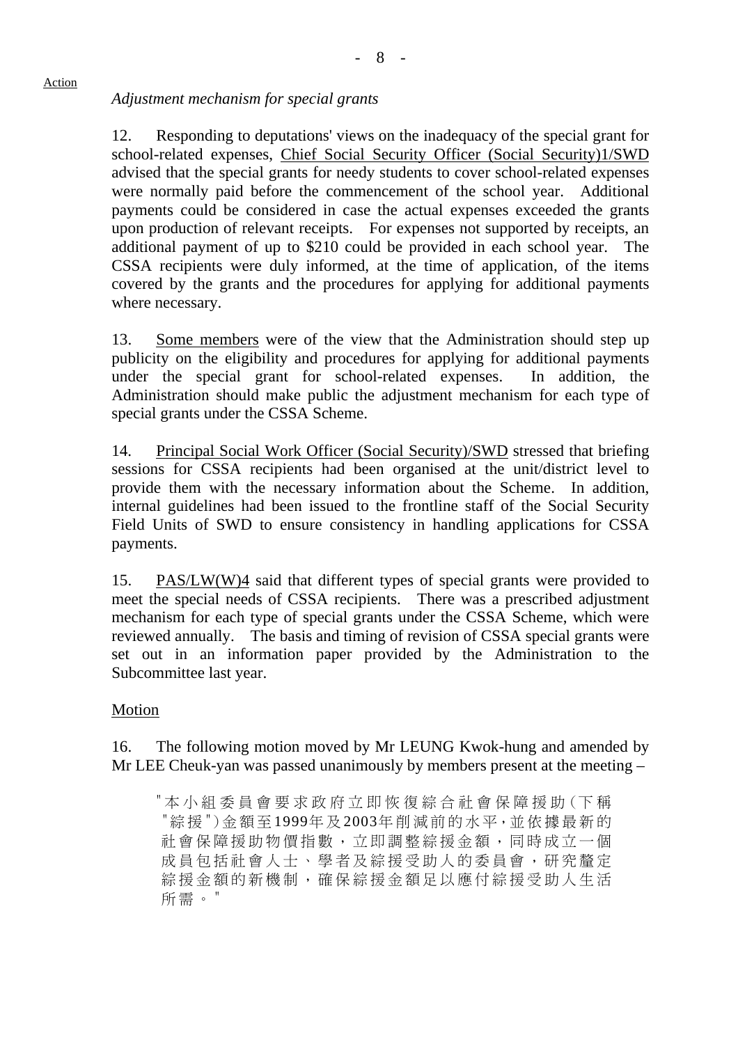Action

*Adjustment mechanism for special grants*

12. Responding to deputations' views on the inadequacy of the special grant for school-related expenses, Chief Social Security Officer (Social Security)1/SWD advised that the special grants for needy students to cover school-related expenses were normally paid before the commencement of the school year. Additional payments could be considered in case the actual expenses exceeded the grants upon production of relevant receipts. For expenses not supported by receipts, an additional payment of up to $210 could be provided in each school year. The CSSA recipients were duly informed, at the time of application, of the items covered by the grants and the procedures for applying for additional payments where necessary.

13. Some members were of the view that the Administration should step up publicity on the eligibility and procedures for applying for additional payments under the special grant for school-related expenses. In addition, the Administration should make public the adjustment mechanism for each type of special grants under the CSSA Scheme.

14. Principal Social Work Officer (Social Security)/SWD stressed that briefing sessions for CSSA recipients had been organised at the unit/district level to provide them with the necessary information about the Scheme. In addition, internal guidelines had been issued to the frontline staff of the Social Security Field Units of SWD to ensure consistency in handling applications for CSSA payments.

15. PAS/LW(W)4 said that different types of special grants were provided to meet the special needs of CSSA recipients. There was a prescribed adjustment mechanism for each type of special grants under the CSSA Scheme, which were reviewed annually. The basis and timing of revision of CSSA special grants were set out in an information paper provided by the Administration to the Subcommittee last year.

Motion

16. The following motion moved by Mr LEUNG Kwok-hung and amended by Mr LEE Cheuk-yan was passed unanimously by members present at the meeting –

> "本小組委員會要求政府立即恢復綜合社會保障援助(下稱"綜援")金額至1999年及2003年削減前的水平，並依據最新的社會保障援助物價指數，立即調整綜援金額，同時成立一個成員包括社會人士、學者及綜援受助人的委員會，研究釐定綜援金額的新機制，確保綜援金額足以應付綜援受助人生活所需。"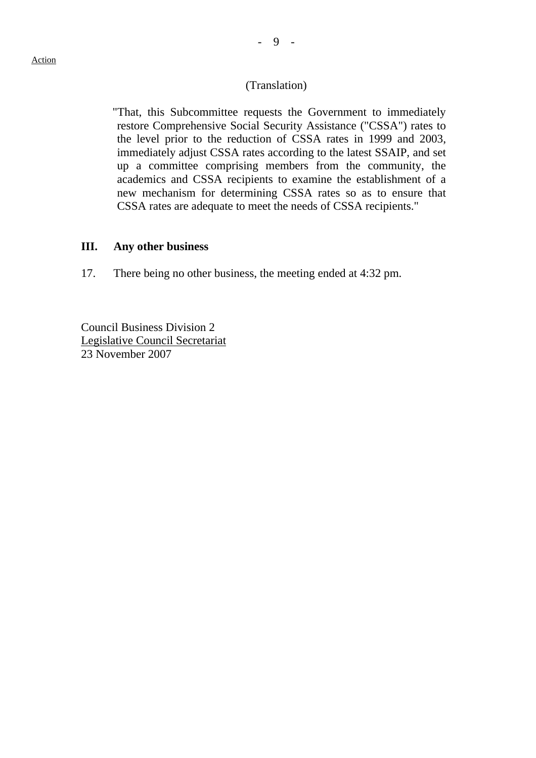Action

(Translation)

"That, this Subcommittee requests the Government to immediately restore Comprehensive Social Security Assistance ("CSSA") rates to the level prior to the reduction of CSSA rates in 1999 and 2003, immediately adjust CSSA rates according to the latest SSAIP, and set up a committee comprising members from the community, the academics and CSSA recipients to examine the establishment of a new mechanism for determining CSSA rates so as to ensure that CSSA rates are adequate to meet the needs of CSSA recipients."

## III. Any other business

17. There being no other business, the meeting ended at 4:32 pm.

Council Business Division 2
Legislative Council Secretariat
23 November 2007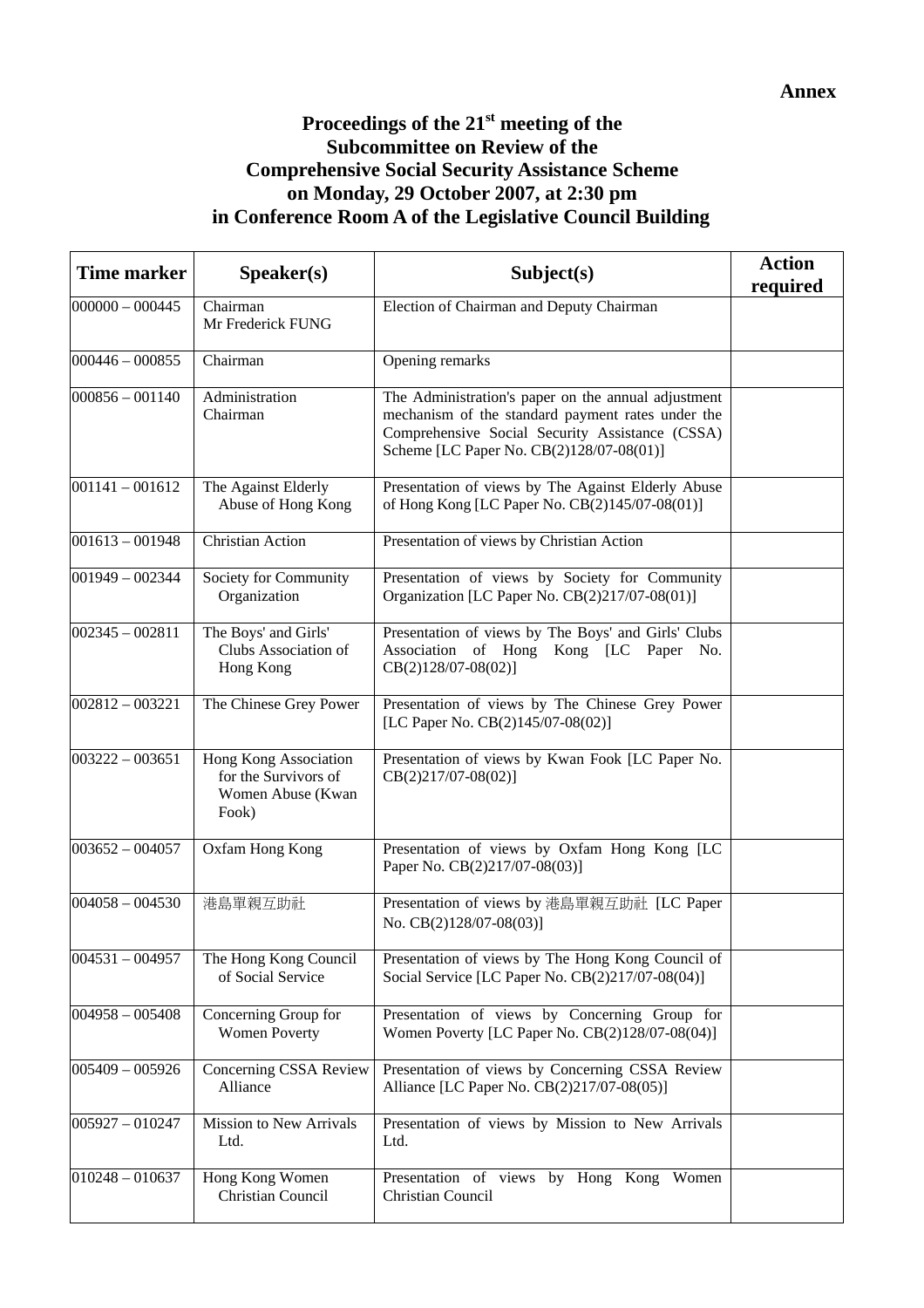**Annex**

# Proceedings of the 21st meeting of the Subcommittee on Review of the Comprehensive Social Security Assistance Scheme on Monday, 29 October 2007, at 2:30 pm in Conference Room A of the Legislative Council Building

| Time marker | Speaker(s) | Subject(s) | Action required |
|---|---|---|---|
| 000000 – 000445 | Chairman<br>Mr Frederick FUNG | Election of Chairman and Deputy Chairman | |
| 000446 – 000855 | Chairman | Opening remarks | |
| 000856 – 001140 | Administration<br>Chairman | The Administration's paper on the annual adjustment mechanism of the standard payment rates under the Comprehensive Social Security Assistance (CSSA) Scheme [LC Paper No. CB(2)128/07-08(01)] | |
| 001141 – 001612 | The Against Elderly Abuse of Hong Kong | Presentation of views by The Against Elderly Abuse of Hong Kong [LC Paper No. CB(2)145/07-08(01)] | |
| 001613 – 001948 | Christian Action | Presentation of views by Christian Action | |
| 001949 – 002344 | Society for Community Organization | Presentation of views by Society for Community Organization [LC Paper No. CB(2)217/07-08(01)] | |
| 002345 – 002811 | The Boys' and Girls' Clubs Association of Hong Kong | Presentation of views by The Boys' and Girls' Clubs Association of Hong Kong [LC Paper No. CB(2)128/07-08(02)] | |
| 002812 – 003221 | The Chinese Grey Power | Presentation of views by The Chinese Grey Power [LC Paper No. CB(2)145/07-08(02)] | |
| 003222 – 003651 | Hong Kong Association for the Survivors of Women Abuse (Kwan Fook) | Presentation of views by Kwan Fook [LC Paper No. CB(2)217/07-08(02)] | |
| 003652 – 004057 | Oxfam Hong Kong | Presentation of views by Oxfam Hong Kong [LC Paper No. CB(2)217/07-08(03)] | |
| 004058 – 004530 | 港島單親互助社 | Presentation of views by 港島單親互助社 [LC Paper No. CB(2)128/07-08(03)] | |
| 004531 – 004957 | The Hong Kong Council of Social Service | Presentation of views by The Hong Kong Council of Social Service [LC Paper No. CB(2)217/07-08(04)] | |
| 004958 – 005408 | Concerning Group for Women Poverty | Presentation of views by Concerning Group for Women Poverty [LC Paper No. CB(2)128/07-08(04)] | |
| 005409 – 005926 | Concerning CSSA Review Alliance | Presentation of views by Concerning CSSA Review Alliance [LC Paper No. CB(2)217/07-08(05)] | |
| 005927 – 010247 | Mission to New Arrivals Ltd. | Presentation of views by Mission to New Arrivals Ltd. | |
| 010248 – 010637 | Hong Kong Women Christian Council | Presentation of views by Hong Kong Women Christian Council | |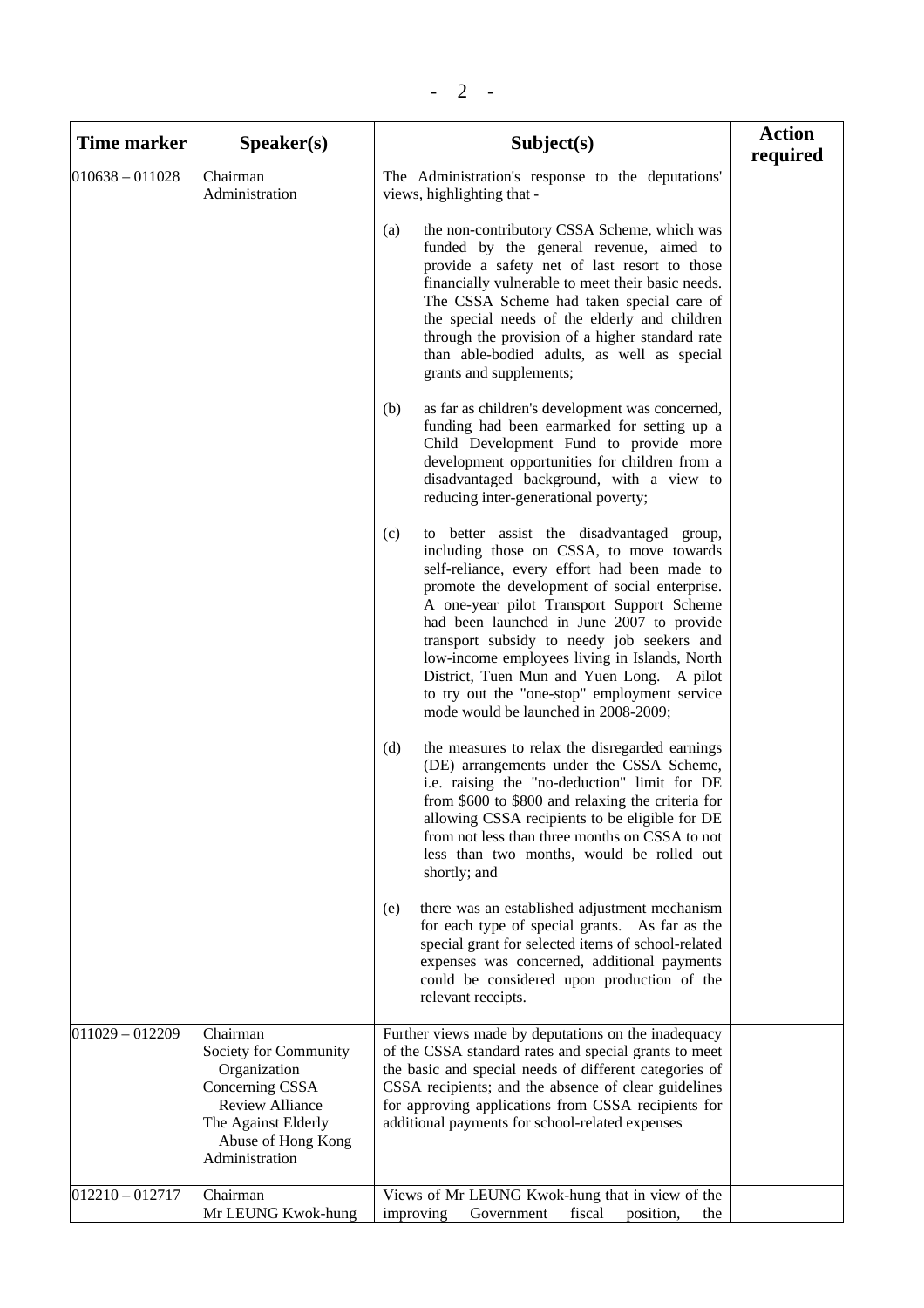| Time marker | Speaker(s) | Subject(s) | Action required |
|---|---|---|---|
| 010638 – 011028 | Chairman<br>Administration | The Administration's response to the deputations' views, highlighting that -<br><br>(a) the non-contributory CSSA Scheme, which was funded by the general revenue, aimed to provide a safety net of last resort to those financially vulnerable to meet their basic needs. The CSSA Scheme had taken special care of the special needs of the elderly and children through the provision of a higher standard rate than able-bodied adults, as well as special grants and supplements;<br><br>(b) as far as children's development was concerned, funding had been earmarked for setting up a Child Development Fund to provide more development opportunities for children from a disadvantaged background, with a view to reducing inter-generational poverty;<br><br>(c) to better assist the disadvantaged group, including those on CSSA, to move towards self-reliance, every effort had been made to promote the development of social enterprise. A one-year pilot Transport Support Scheme had been launched in June 2007 to provide transport subsidy to needy job seekers and low-income employees living in Islands, North District, Tuen Mun and Yuen Long. A pilot to try out the "one-stop" employment service mode would be launched in 2008-2009;<br><br>(d) the measures to relax the disregarded earnings (DE) arrangements under the CSSA Scheme, i.e. raising the "no-deduction" limit for DE from $600 to $800 and relaxing the criteria for allowing CSSA recipients to be eligible for DE from not less than three months on CSSA to not less than two months, would be rolled out shortly; and<br><br>(e) there was an established adjustment mechanism for each type of special grants. As far as the special grant for selected items of school-related expenses was concerned, additional payments could be considered upon production of the relevant receipts. | |
| 011029 – 012209 | Chairman<br>Society for Community Organization<br>Concerning CSSA Review Alliance<br>The Against Elderly Abuse of Hong Kong<br>Administration | Further views made by deputations on the inadequacy of the CSSA standard rates and special grants to meet the basic and special needs of different categories of CSSA recipients; and the absence of clear guidelines for approving applications from CSSA recipients for additional payments for school-related expenses | |
| 012210 – 012717 | Chairman<br>Mr LEUNG Kwok-hung | Views of Mr LEUNG Kwok-hung that in view of the improving Government fiscal position, the | |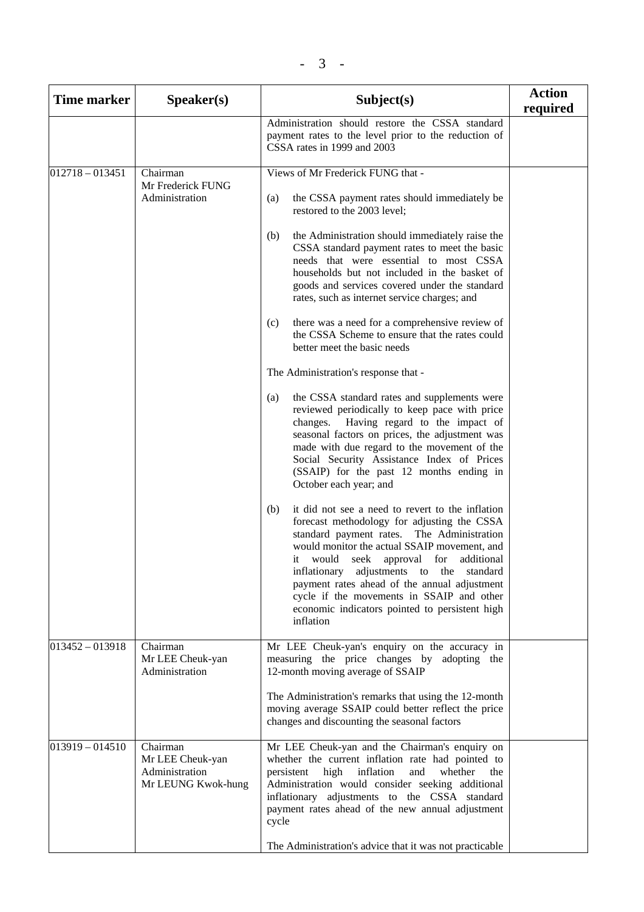| Time marker | Speaker(s) | Subject(s) | Action required |
|---|---|---|---|
| | | Administration should restore the CSSA standard payment rates to the level prior to the reduction of CSSA rates in 1999 and 2003 | |
| 012718 – 013451 | Chairman<br>Mr Frederick FUNG<br>Administration | Views of Mr Frederick FUNG that -<br><br>(a) the CSSA payment rates should immediately be restored to the 2003 level;<br><br>(b) the Administration should immediately raise the CSSA standard payment rates to meet the basic needs that were essential to most CSSA households but not included in the basket of goods and services covered under the standard rates, such as internet service charges; and<br><br>(c) there was a need for a comprehensive review of the CSSA Scheme to ensure that the rates could better meet the basic needs<br><br>The Administration's response that -<br><br>(a) the CSSA standard rates and supplements were reviewed periodically to keep pace with price changes. Having regard to the impact of seasonal factors on prices, the adjustment was made with due regard to the movement of the Social Security Assistance Index of Prices (SSAIP) for the past 12 months ending in October each year; and<br><br>(b) it did not see a need to revert to the inflation forecast methodology for adjusting the CSSA standard payment rates. The Administration would monitor the actual SSAIP movement, and it would seek approval for additional inflationary adjustments to the standard payment rates ahead of the annual adjustment cycle if the movements in SSAIP and other economic indicators pointed to persistent high inflation | |
| 013452 – 013918 | Chairman<br>Mr LEE Cheuk-yan<br>Administration | Mr LEE Cheuk-yan's enquiry on the accuracy in measuring the price changes by adopting the 12-month moving average of SSAIP<br><br>The Administration's remarks that using the 12-month moving average SSAIP could better reflect the price changes and discounting the seasonal factors | |
| 013919 – 014510 | Chairman<br>Mr LEE Cheuk-yan<br>Administration<br>Mr LEUNG Kwok-hung | Mr LEE Cheuk-yan and the Chairman's enquiry on whether the current inflation rate had pointed to persistent high inflation and whether the Administration would consider seeking additional inflationary adjustments to the CSSA standard payment rates ahead of the new annual adjustment cycle<br><br>The Administration's advice that it was not practicable | |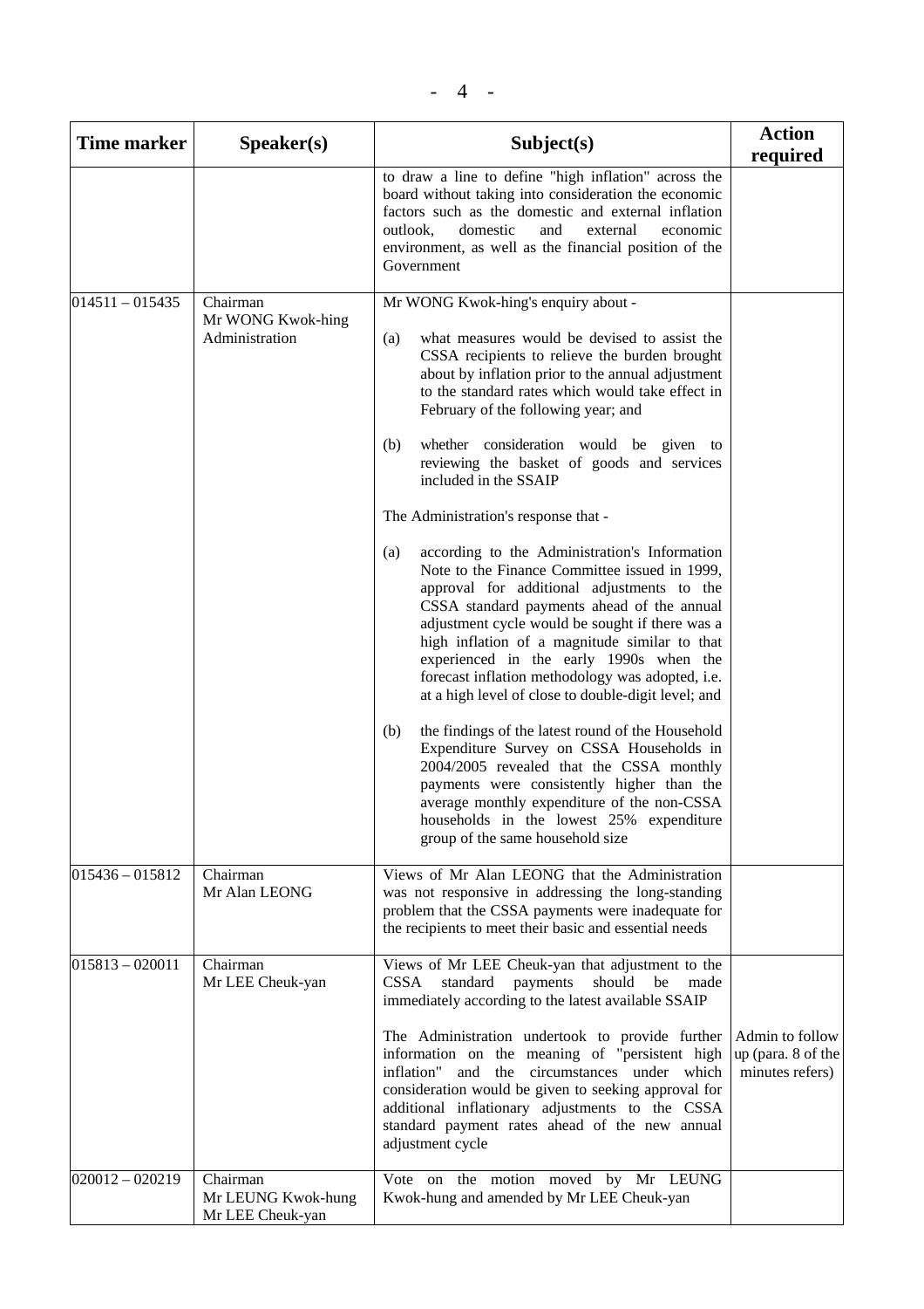| Time marker | Speaker(s) | Subject(s) | Action required |
|---|---|---|---|
| | | to draw a line to define "high inflation" across the board without taking into consideration the economic factors such as the domestic and external inflation outlook, domestic and external economic environment, as well as the financial position of the Government | |
| 014511 – 015435 | Chairman<br>Mr WONG Kwok-hing<br>Administration | Mr WONG Kwok-hing's enquiry about -<br><br>(a) what measures would be devised to assist the CSSA recipients to relieve the burden brought about by inflation prior to the annual adjustment to the standard rates which would take effect in February of the following year; and<br><br>(b) whether consideration would be given to reviewing the basket of goods and services included in the SSAIP<br><br>The Administration's response that -<br><br>(a) according to the Administration's Information Note to the Finance Committee issued in 1999, approval for additional adjustments to the CSSA standard payments ahead of the annual adjustment cycle would be sought if there was a high inflation of a magnitude similar to that experienced in the early 1990s when the forecast inflation methodology was adopted, i.e. at a high level of close to double-digit level; and<br><br>(b) the findings of the latest round of the Household Expenditure Survey on CSSA Households in 2004/2005 revealed that the CSSA monthly payments were consistently higher than the average monthly expenditure of the non-CSSA households in the lowest 25% expenditure group of the same household size | |
| 015436 – 015812 | Chairman<br>Mr Alan LEONG | Views of Mr Alan LEONG that the Administration was not responsive in addressing the long-standing problem that the CSSA payments were inadequate for the recipients to meet their basic and essential needs | |
| 015813 – 020011 | Chairman<br>Mr LEE Cheuk-yan | Views of Mr LEE Cheuk-yan that adjustment to the CSSA standard payments should be made immediately according to the latest available SSAIP<br><br>The Administration undertook to provide further information on the meaning of "persistent high inflation" and the circumstances under which consideration would be given to seeking approval for additional inflationary adjustments to the CSSA standard payment rates ahead of the new annual adjustment cycle | Admin to follow up (para. 8 of the minutes refers) |
| 020012 – 020219 | Chairman<br>Mr LEUNG Kwok-hung<br>Mr LEE Cheuk-yan | Vote on the motion moved by Mr LEUNG Kwok-hung and amended by Mr LEE Cheuk-yan | |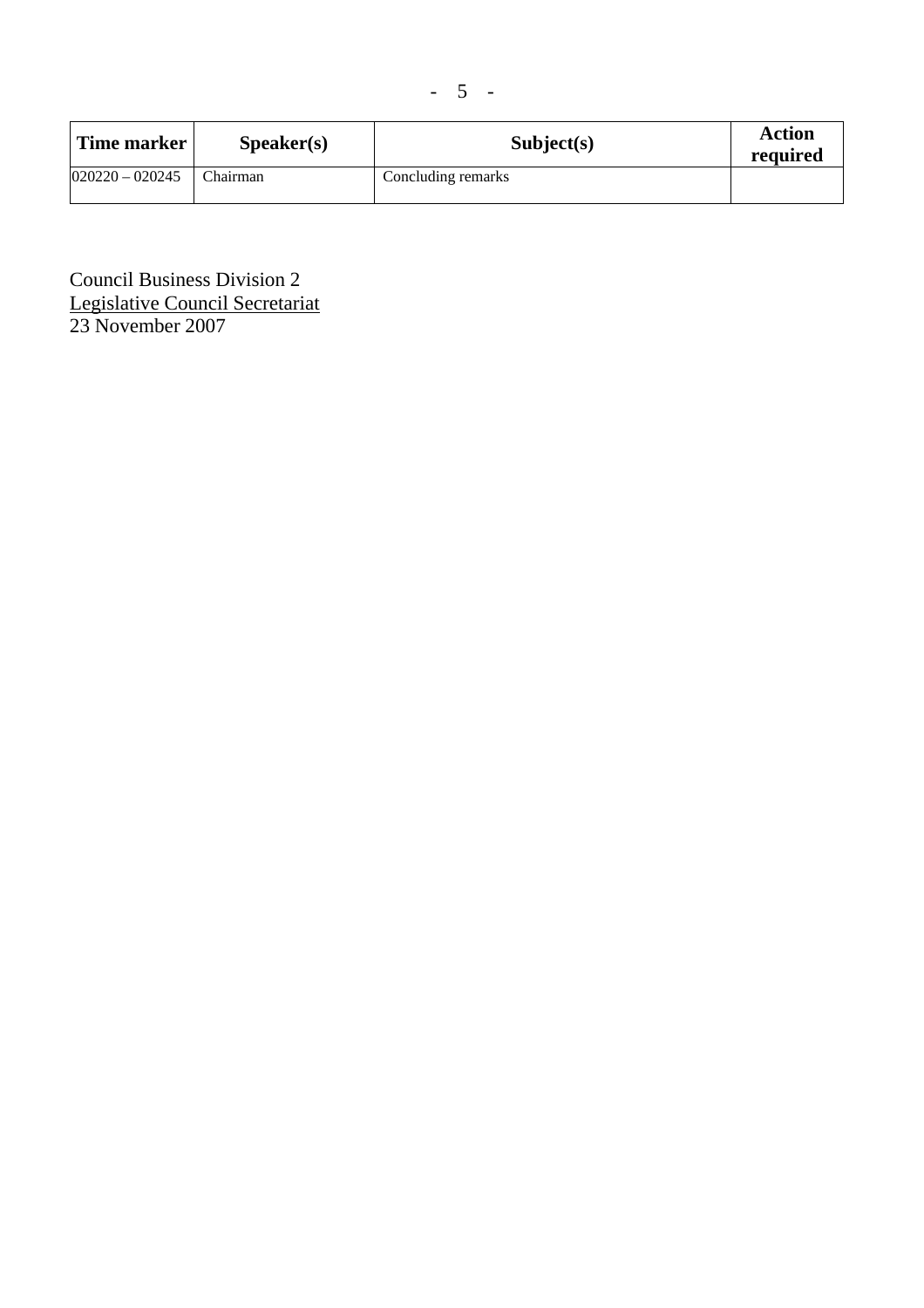| Time marker | Speaker(s) | Subject(s) | Action required |
|---|---|---|---|
| 020220 – 020245 | Chairman | Concluding remarks | |

Council Business Division 2
Legislative Council Secretariat
23 November 2007